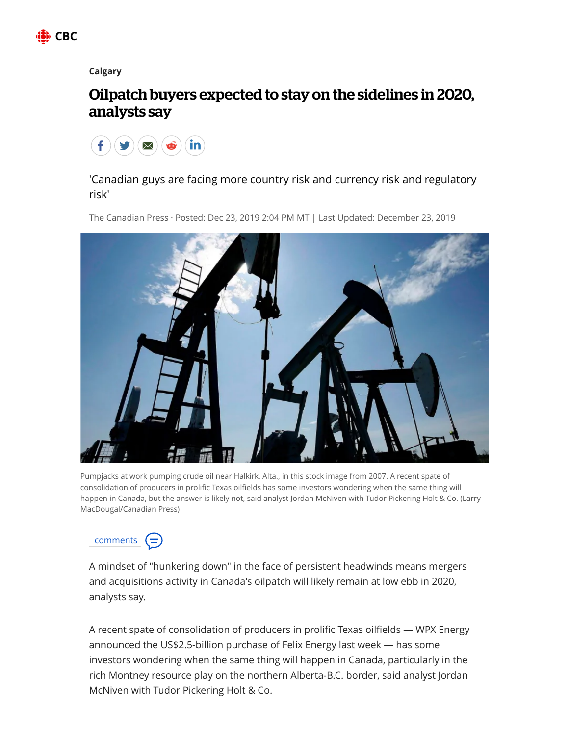Calgary

# Oilpatch buyers expected to stay on the sidelines in 2020, analysts say

'Canadian guys are facing more country risk and currency risk and regulatory risk'

The Canadian Press · Posted: Dec 23, 2019 2:04 PM MT | Last Updated: December 23, 2019

Pumpjacks at work pumping crude oil near Halkirk, Alta., in this stock image from 2007. A recent spate of consolidation of producers in prolific Texas oilfields has some investors wondering when the same thing will happen in Canada, but the answer is likely not, said analyst Jordan McNiven with Tudor Pickering Holt & Co. (Larry MacDougal/Canadian Press)

comments

A mindset of "hunkering down" in the face of persistent headwinds means mergers and acquisitions activity in Canada's oilpatch will likely remain at low ebb in 2020, analysts say.

A recent spate of consolidation of producers in prolific Texas oilfields — WPX Energy announced the US$2.5-billion purchase of Felix Energy last week — has some investors wondering when the same thing will happen in Canada, particularly in the rich Montney resource play on the northern Alberta-B.C. border, said analyst Jordan McNiven with Tudor Pickering Holt & Co.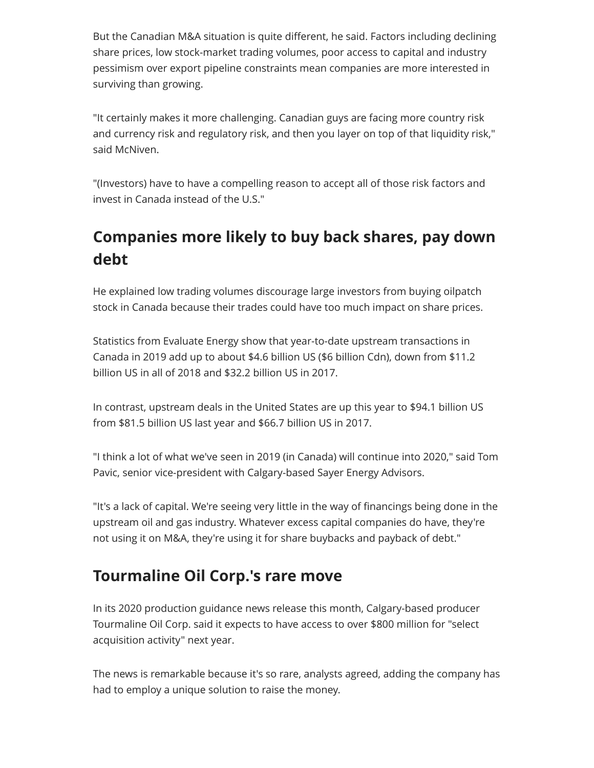But the Canadian M&A situation is quite different, he said. Factors including declining share prices, low stock-market trading volumes, poor access to capital and industry pessimism over export pipeline constraints mean companies are more interested in surviving than growing.

"It certainly makes it more challenging. Canadian guys are facing more country risk and currency risk and regulatory risk, and then you layer on top of that liquidity risk," said McNiven.

"(Investors) have to have a compelling reason to accept all of those risk factors and invest in Canada instead of the U.S."

## Companies more likely to buy back shares, pay down debt

He explained low trading volumes discourage large investors from buying oilpatch stock in Canada because their trades could have too much impact on share prices.

Statistics from Evaluate Energy show that year-to-date upstream transactions in Canada in 2019 add up to about $4.6 billion US ($6 billion Cdn), down from $11.2 billion US in all of 2018 and $32.2 billion US in 2017.

In contrast, upstream deals in the United States are up this year to $94.1 billion US from $81.5 billion US last year and $66.7 billion US in 2017.

"I think a lot of what we've seen in 2019 (in Canada) will continue into 2020," said Tom Pavic, senior vice-president with Calgary-based Sayer Energy Advisors.

"It's a lack of capital. We're seeing very little in the way of financings being done in the upstream oil and gas industry. Whatever excess capital companies do have, they're not using it on M&A, they're using it for share buybacks and payback of debt."

## Tourmaline Oil Corp.'s rare move

In its 2020 production guidance news release this month, Calgary-based producer Tourmaline Oil Corp. said it expects to have access to over $800 million for "select acquisition activity" next year.

The news is remarkable because it's so rare, analysts agreed, adding the company has had to employ a unique solution to raise the money.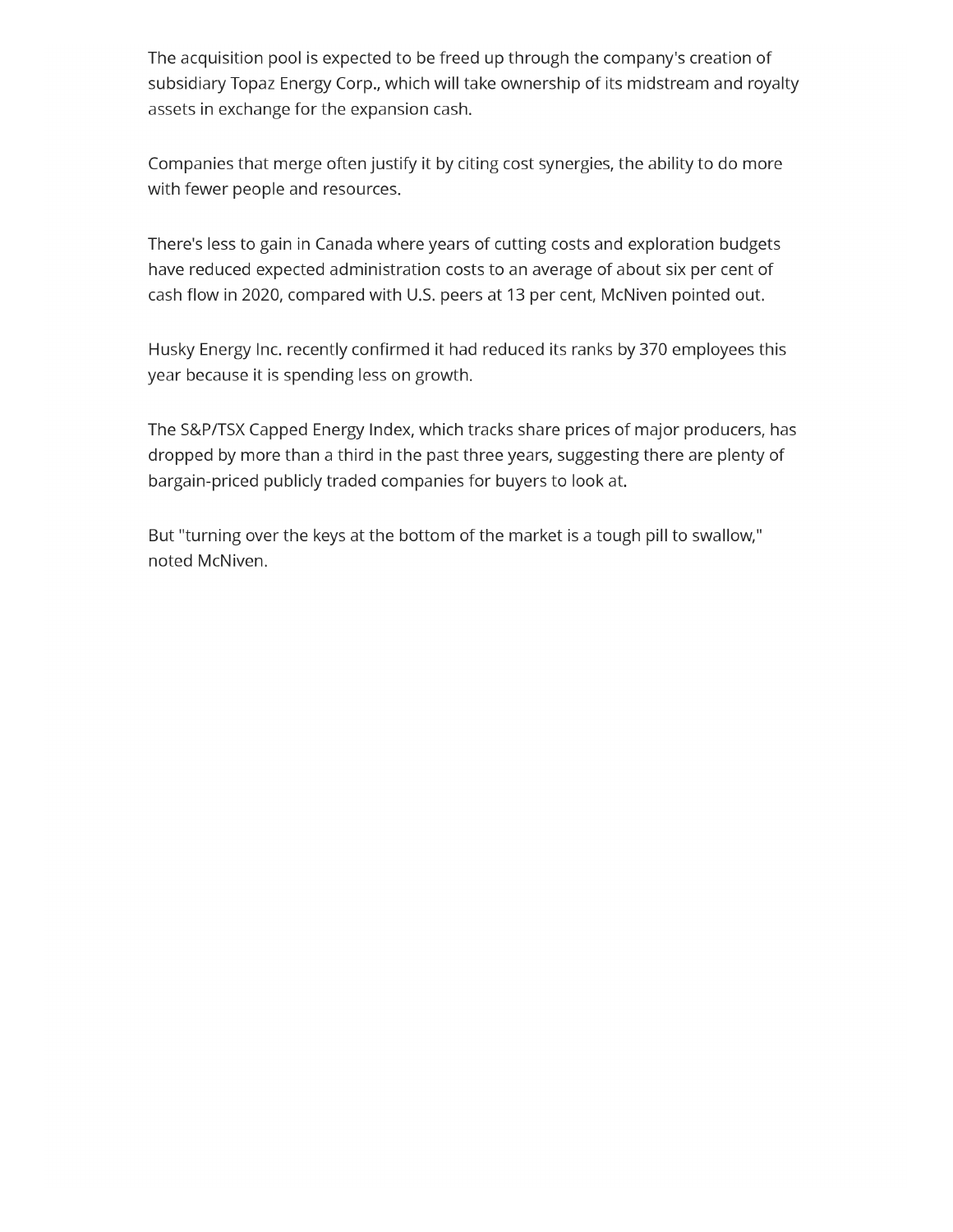The acquisition pool is expected to be freed up through the company's creation of subsidiary Topaz Energy Corp., which will take ownership of its midstream and royalty assets in exchange for the expansion cash.

Companies that merge often justify it by citing cost synergies, the ability to do more with fewer people and resources.

There's less to gain in Canada where years of cutting costs and exploration budgets have reduced expected administration costs to an average of about six per cent of cash flow in 2020, compared with U.S. peers at 13 per cent, McNiven pointed out.

Husky Energy Inc. recently confirmed it had reduced its ranks by 370 employees this year because it is spending less on growth.

The S&P/TSX Capped Energy Index, which tracks share prices of major producers, has dropped by more than a third in the past three years, suggesting there are plenty of bargain-priced publicly traded companies for buyers to look at.

But "turning over the keys at the bottom of the market is a tough pill to swallow," noted McNiven.